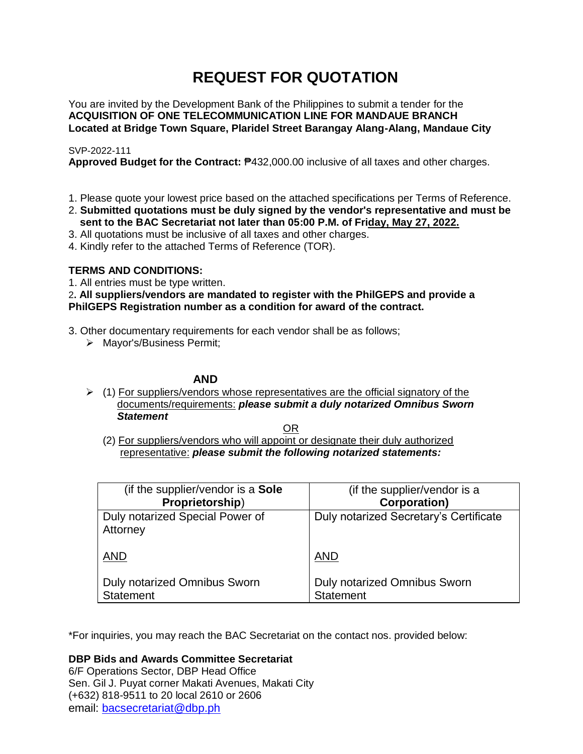# REQUEST FOR QUOTATION

You are invited by the Development Bank of the Philippines to submit a tender for the **ACQUISITION OF ONE TELECOMMUNICATION LINE FOR MANDAUE BRANCH Located at Bridge Town Square, Plaridel Street Barangay Alang-Alang, Mandaue City**

SVP-2022-111
**Approved Budget for the Contract:** ₱432,000.00 inclusive of all taxes and other charges.

1. Please quote your lowest price based on the attached specifications per Terms of Reference.
2. **Submitted quotations must be duly signed by the vendor's representative and must be sent to the BAC Secretariat not later than 05:00 P.M. of Friday, May 27, 2022.**
3. All quotations must be inclusive of all taxes and other charges.
4. Kindly refer to the attached Terms of Reference (TOR).

**TERMS AND CONDITIONS:**

1. All entries must be type written.
2. **All suppliers/vendors are mandated to register with the PhilGEPS and provide a PhilGEPS Registration number as a condition for award of the contract.**
3. Other documentary requirements for each vendor shall be as follows;
   - Mayor's/Business Permit;

**AND**

- (1) For suppliers/vendors whose representatives are the official signatory of the documents/requirements: ***please submit a duly notarized Omnibus Sworn Statement***

  OR

  (2) For suppliers/vendors who will appoint or designate their duly authorized representative: ***please submit the following notarized statements:***

| (if the supplier/vendor is a **Sole Proprietorship**) | (if the supplier/vendor is a **Corporation)** |
|---|---|
| Duly notarized Special Power of Attorney<br><br>AND<br><br>Duly notarized Omnibus Sworn Statement | Duly notarized Secretary's Certificate<br><br>AND<br><br>Duly notarized Omnibus Sworn Statement |

*For inquiries, you may reach the BAC Secretariat on the contact nos. provided below:

**DBP Bids and Awards Committee Secretariat**
6/F Operations Sector, DBP Head Office
Sen. Gil J. Puyat corner Makati Avenues, Makati City
(+632) 818-9511 to 20 local 2610 or 2606
email: bacsecretariat@dbp.ph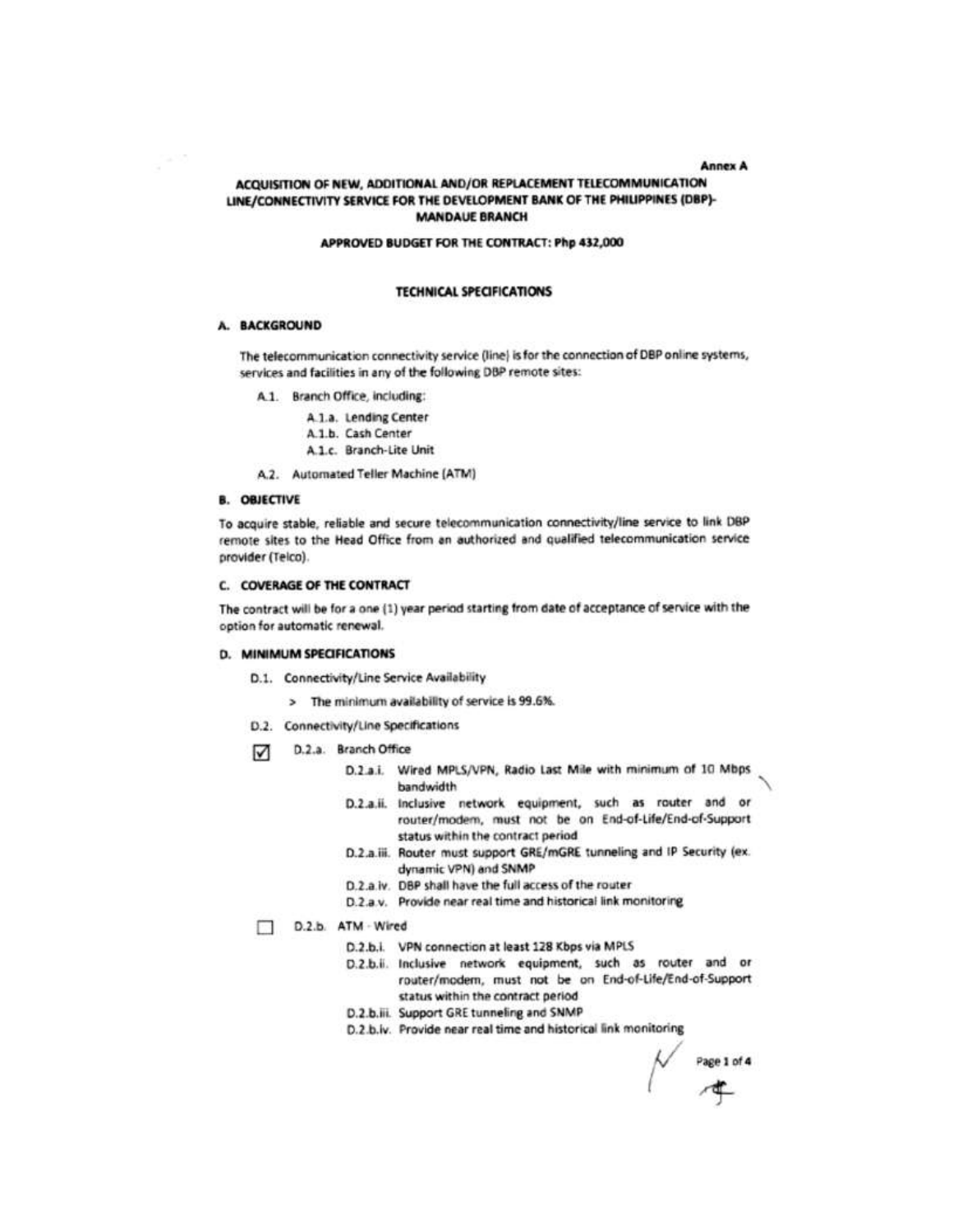Annex A

# ACQUISITION OF NEW, ADDITIONAL AND/OR REPLACEMENT TELECOMMUNICATION LINE/CONNECTIVITY SERVICE FOR THE DEVELOPMENT BANK OF THE PHILIPPINES (DBP)-MANDAUE BRANCH

**APPROVED BUDGET FOR THE CONTRACT: Php 432,000**

## TECHNICAL SPECIFICATIONS

### A. BACKGROUND

The telecommunication connectivity service (line) is for the connection of DBP online systems, services and facilities in any of the following DBP remote sites:

- A.1. Branch Office, including:
  - A.1.a. Lending Center
  - A.1.b. Cash Center
  - A.1.c. Branch-Lite Unit
- A.2. Automated Teller Machine (ATM)

### B. OBJECTIVE

To acquire stable, reliable and secure telecommunication connectivity/line service to link DBP remote sites to the Head Office from an authorized and qualified telecommunication service provider (Telco).

### C. COVERAGE OF THE CONTRACT

The contract will be for a one (1) year period starting from date of acceptance of service with the option for automatic renewal.

### D. MINIMUM SPECIFICATIONS

- D.1. Connectivity/Line Service Availability
  - > The minimum availability of service is 99.6%.
- D.2. Connectivity/Line Specifications

☑ D.2.a. Branch Office

- D.2.a.i. Wired MPLS/VPN, Radio Last Mile with minimum of 10 Mbps bandwidth
- D.2.a.ii. Inclusive network equipment, such as router and or router/modem, must not be on End-of-Life/End-of-Support status within the contract period
- D.2.a.iii. Router must support GRE/mGRE tunneling and IP Security (ex. dynamic VPN) and SNMP
- D.2.a.iv. DBP shall have the full access of the router
- D.2.a.v. Provide near real time and historical link monitoring

☐ D.2.b. ATM - Wired

- D.2.b.i. VPN connection at least 128 Kbps via MPLS
- D.2.b.ii. Inclusive network equipment, such as router and or router/modem, must not be on End-of-Life/End-of-Support status within the contract period
- D.2.b.iii. Support GRE tunneling and SNMP
- D.2.b.iv. Provide near real time and historical link monitoring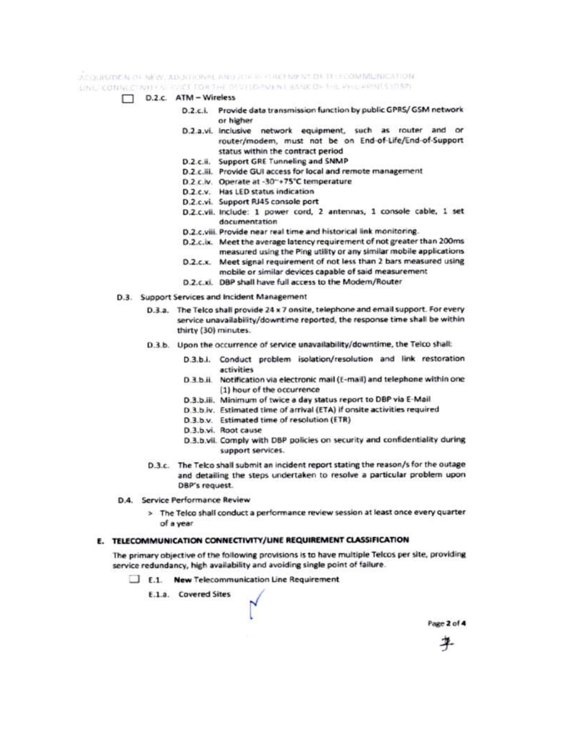- [ ] D.2.c. ATM – Wireless
  - D.2.c.i. Provide data transmission function by public GPRS/ GSM network or higher
  - D.2.a.vi. Inclusive network equipment, such as router and or router/modem, must not be on End-of-Life/End-of-Support status within the contract period
  - D.2.c.ii. Support GRE Tunneling and SNMP
  - D.2.c.iii. Provide GUI access for local and remote management
  - D.2.c.iv. Operate at -30~+75°C temperature
  - D.2.c.v. Has LED status indication
  - D.2.c.vi. Support RJ45 console port
  - D.2.c.vii. Include: 1 power cord, 2 antennas, 1 console cable, 1 set documentation
  - D.2.c.viii. Provide near real time and historical link monitoring.
  - D.2.c.ix. Meet the average latency requirement of not greater than 200ms measured using the Ping utility or any similar mobile applications
  - D.2.c.x. Meet signal requirement of not less than 2 bars measured using mobile or similar devices capable of said measurement
  - D.2.c.xi. DBP shall have full access to the Modem/Router

D.3. Support Services and Incident Management

- D.3.a. The Telco shall provide 24 x 7 onsite, telephone and email support. For every service unavailability/downtime reported, the response time shall be within thirty (30) minutes.
- D.3.b. Upon the occurrence of service unavailability/downtime, the Telco shall:
  - D.3.b.i. Conduct problem isolation/resolution and link restoration activities
  - D.3.b.ii. Notification via electronic mail (E-mail) and telephone within one (1) hour of the occurrence
  - D.3.b.iii. Minimum of twice a day status report to DBP via E-Mail
  - D.3.b.iv. Estimated time of arrival (ETA) if onsite activities required
  - D.3.b.v. Estimated time of resolution (ETR)
  - D.3.b.vi. Root cause
  - D.3.b.vii. Comply with DBP policies on security and confidentiality during support services.
- D.3.c. The Telco shall submit an incident report stating the reason/s for the outage and detailing the steps undertaken to resolve a particular problem upon DBP's request.

D.4. Service Performance Review

> The Telco shall conduct a performance review session at least once every quarter of a year

## E. TELECOMMUNICATION CONNECTIVITY/LINE REQUIREMENT CLASSIFICATION

The primary objective of the following provisions is to have multiple Telcos per site, providing service redundancy, high availability and avoiding single point of failure.

- [ ] E.1. **New** Telecommunication Line Requirement

E.1.a. Covered Sites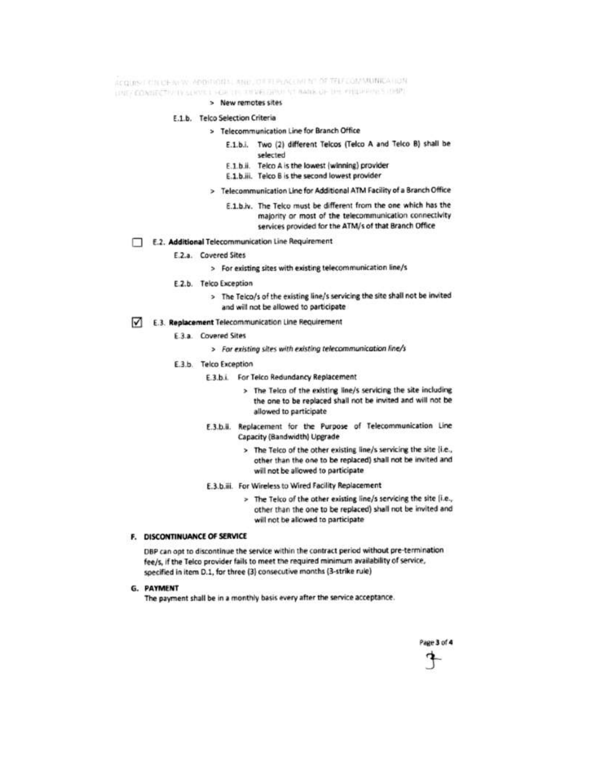> New remotes sites

E.1.b. Telco Selection Criteria

> Telecommunication Line for Branch Office

E.1.b.i. Two (2) different Telcos (Telco A and Telco B) shall be selected

E.1.b.ii. Telco A is the lowest (winning) provider

E.1.b.iii. Telco B is the second lowest provider

> Telecommunication Line for Additional ATM Facility of a Branch Office

E.1.b.iv. The Telco must be different from the one which has the majority or most of the telecommunication connectivity services provided for the ATM/s of that Branch Office

☐ E.2. **Additional** Telecommunication Line Requirement

E.2.a. Covered Sites

> For existing sites with existing telecommunication line/s

E.2.b. Telco Exception

> The Telco/s of the existing line/s servicing the site shall not be invited and will not be allowed to participate

☑ E.3. **Replacement** Telecommunication Line Requirement

E.3.a. Covered Sites

> *For existing sites with existing telecommunication line/s*

E.3.b. Telco Exception

E.3.b.i. For Telco Redundancy Replacement

> The Telco of the existing line/s servicing the site including the one to be replaced shall not be invited and will not be allowed to participate

E.3.b.ii. Replacement for the Purpose of Telecommunication Line Capacity (Bandwidth) Upgrade

> The Telco of the other existing line/s servicing the site (i.e., other than the one to be replaced) shall not be invited and will not be allowed to participate

E.3.b.iii. For Wireless to Wired Facility Replacement

> The Telco of the other existing line/s servicing the site (i.e., other than the one to be replaced) shall not be invited and will not be allowed to participate

## F. DISCONTINUANCE OF SERVICE

DBP can opt to discontinue the service within the contract period without pre-termination fee/s, if the Telco provider fails to meet the required minimum availability of service, specified in item D.1, for three (3) consecutive months (3-strike rule)

## G. PAYMENT

The payment shall be in a monthly basis every after the service acceptance.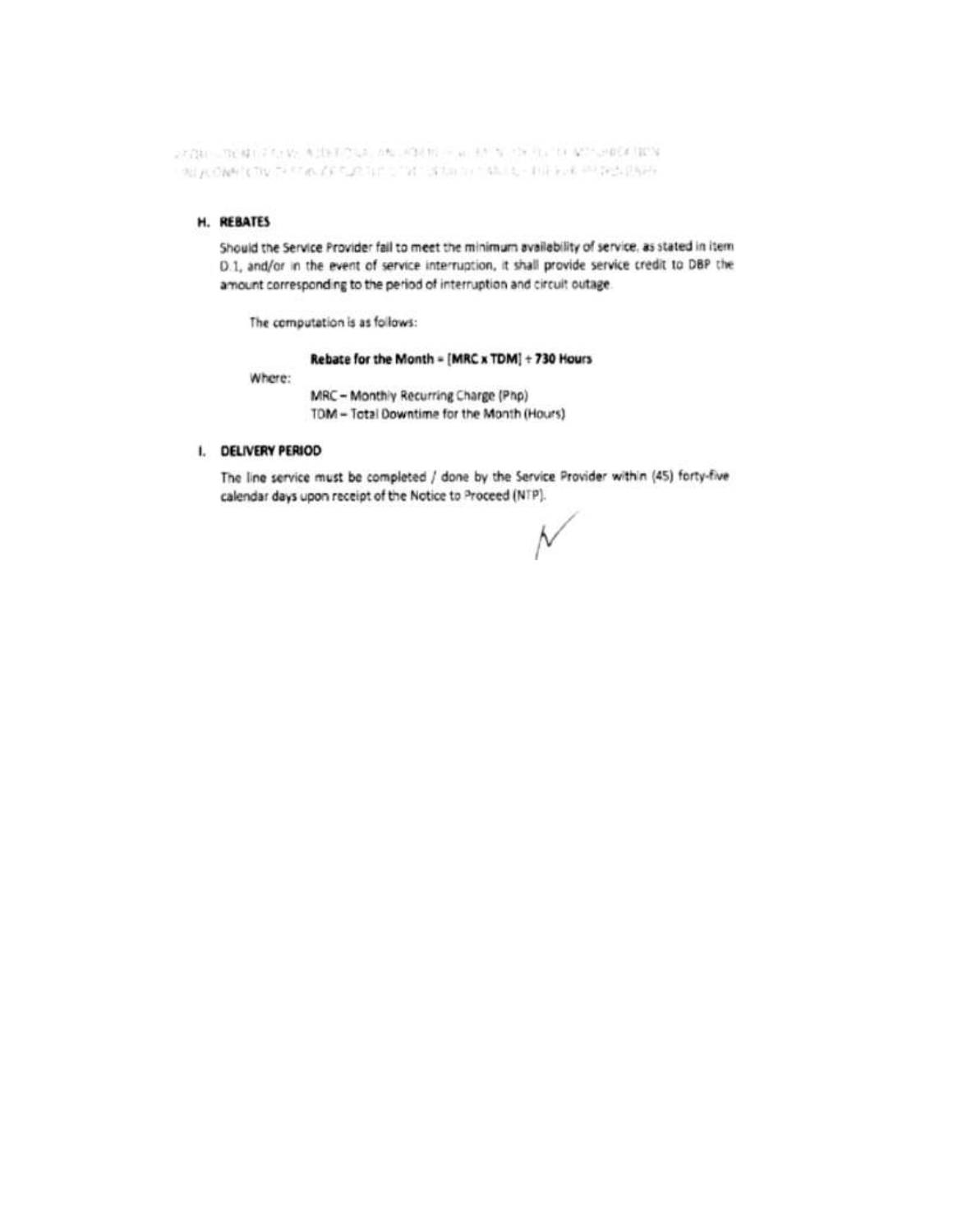## H. REBATES

Should the Service Provider fail to meet the minimum availability of service, as stated in item D.1, and/or in the event of service interruption, it shall provide service credit to DBP the amount corresponding to the period of interruption and circuit outage.

The computation is as follows:

**Rebate for the Month = [MRC x TDM] ÷ 730 Hours**

Where:

MRC – Monthly Recurring Charge (Php)
TDM – Total Downtime for the Month (Hours)

## I. DELIVERY PERIOD

The line service must be completed / done by the Service Provider within (45) forty-five calendar days upon receipt of the Notice to Proceed (NTP).